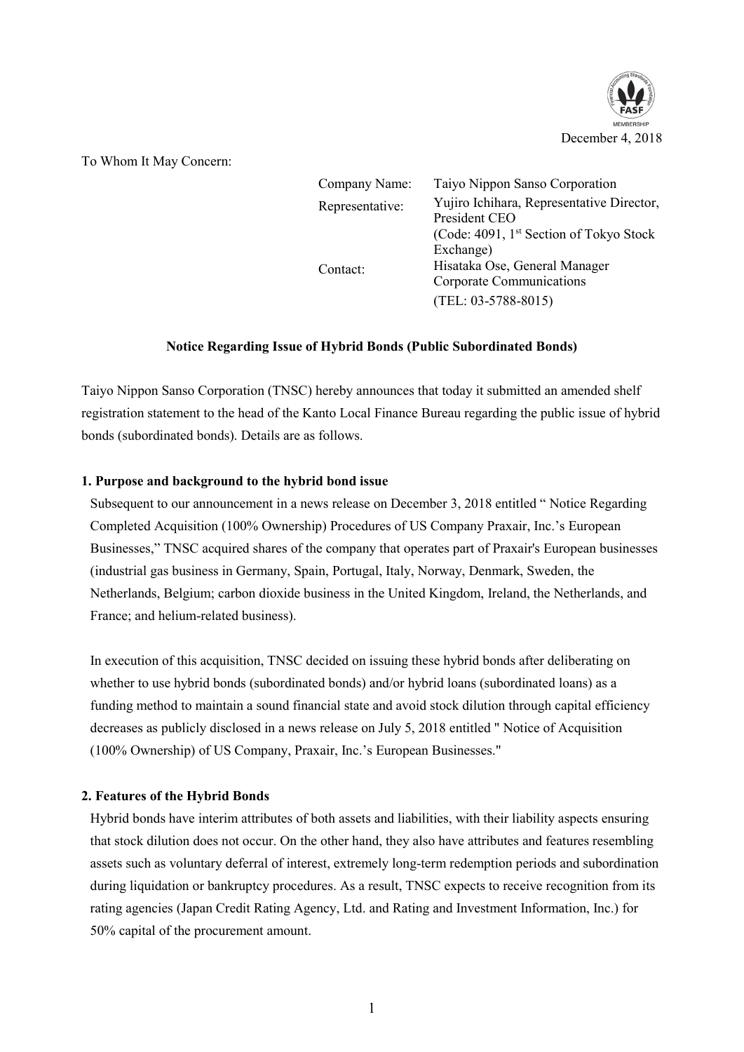December 4, 2018

To Whom It May Concern:

| | |
|---|---|
| Company Name: | Taiyo Nippon Sanso Corporation |
| Representative: | Yujiro Ichihara, Representative Director, President CEO (Code: 4091, 1st Section of Tokyo Stock Exchange) |
| Contact: | Hisataka Ose, General Manager Corporate Communications (TEL: 03-5788-8015) |

**Notice Regarding Issue of Hybrid Bonds (Public Subordinated Bonds)**

Taiyo Nippon Sanso Corporation (TNSC) hereby announces that today it submitted an amended shelf registration statement to the head of the Kanto Local Finance Bureau regarding the public issue of hybrid bonds (subordinated bonds). Details are as follows.

**1. Purpose and background to the hybrid bond issue**

Subsequent to our announcement in a news release on December 3, 2018 entitled " Notice Regarding Completed Acquisition (100% Ownership) Procedures of US Company Praxair, Inc.'s European Businesses," TNSC acquired shares of the company that operates part of Praxair's European businesses (industrial gas business in Germany, Spain, Portugal, Italy, Norway, Denmark, Sweden, the Netherlands, Belgium; carbon dioxide business in the United Kingdom, Ireland, the Netherlands, and France; and helium-related business).

In execution of this acquisition, TNSC decided on issuing these hybrid bonds after deliberating on whether to use hybrid bonds (subordinated bonds) and/or hybrid loans (subordinated loans) as a funding method to maintain a sound financial state and avoid stock dilution through capital efficiency decreases as publicly disclosed in a news release on July 5, 2018 entitled " Notice of Acquisition (100% Ownership) of US Company, Praxair, Inc.'s European Businesses."

**2. Features of the Hybrid Bonds**

Hybrid bonds have interim attributes of both assets and liabilities, with their liability aspects ensuring that stock dilution does not occur. On the other hand, they also have attributes and features resembling assets such as voluntary deferral of interest, extremely long-term redemption periods and subordination during liquidation or bankruptcy procedures. As a result, TNSC expects to receive recognition from its rating agencies (Japan Credit Rating Agency, Ltd. and Rating and Investment Information, Inc.) for 50% capital of the procurement amount.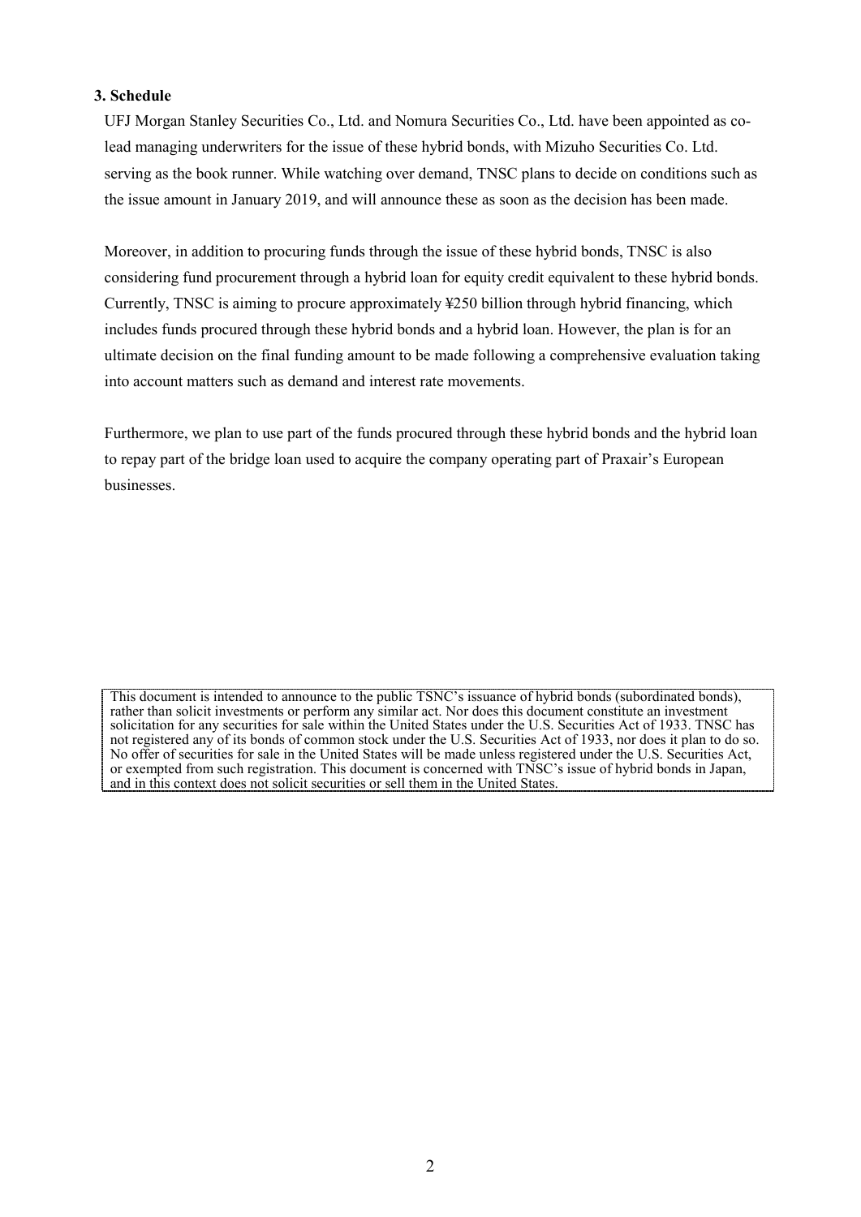### 3. Schedule

UFJ Morgan Stanley Securities Co., Ltd. and Nomura Securities Co., Ltd. have been appointed as co-lead managing underwriters for the issue of these hybrid bonds, with Mizuho Securities Co. Ltd. serving as the book runner. While watching over demand, TNSC plans to decide on conditions such as the issue amount in January 2019, and will announce these as soon as the decision has been made.

Moreover, in addition to procuring funds through the issue of these hybrid bonds, TNSC is also considering fund procurement through a hybrid loan for equity credit equivalent to these hybrid bonds. Currently, TNSC is aiming to procure approximately ¥250 billion through hybrid financing, which includes funds procured through these hybrid bonds and a hybrid loan. However, the plan is for an ultimate decision on the final funding amount to be made following a comprehensive evaluation taking into account matters such as demand and interest rate movements.

Furthermore, we plan to use part of the funds procured through these hybrid bonds and the hybrid loan to repay part of the bridge loan used to acquire the company operating part of Praxair's European businesses.

This document is intended to announce to the public TSNC's issuance of hybrid bonds (subordinated bonds), rather than solicit investments or perform any similar act. Nor does this document constitute an investment solicitation for any securities for sale within the United States under the U.S. Securities Act of 1933. TNSC has not registered any of its bonds of common stock under the U.S. Securities Act of 1933, nor does it plan to do so. No offer of securities for sale in the United States will be made unless registered under the U.S. Securities Act, or exempted from such registration. This document is concerned with TNSC's issue of hybrid bonds in Japan, and in this context does not solicit securities or sell them in the United States.